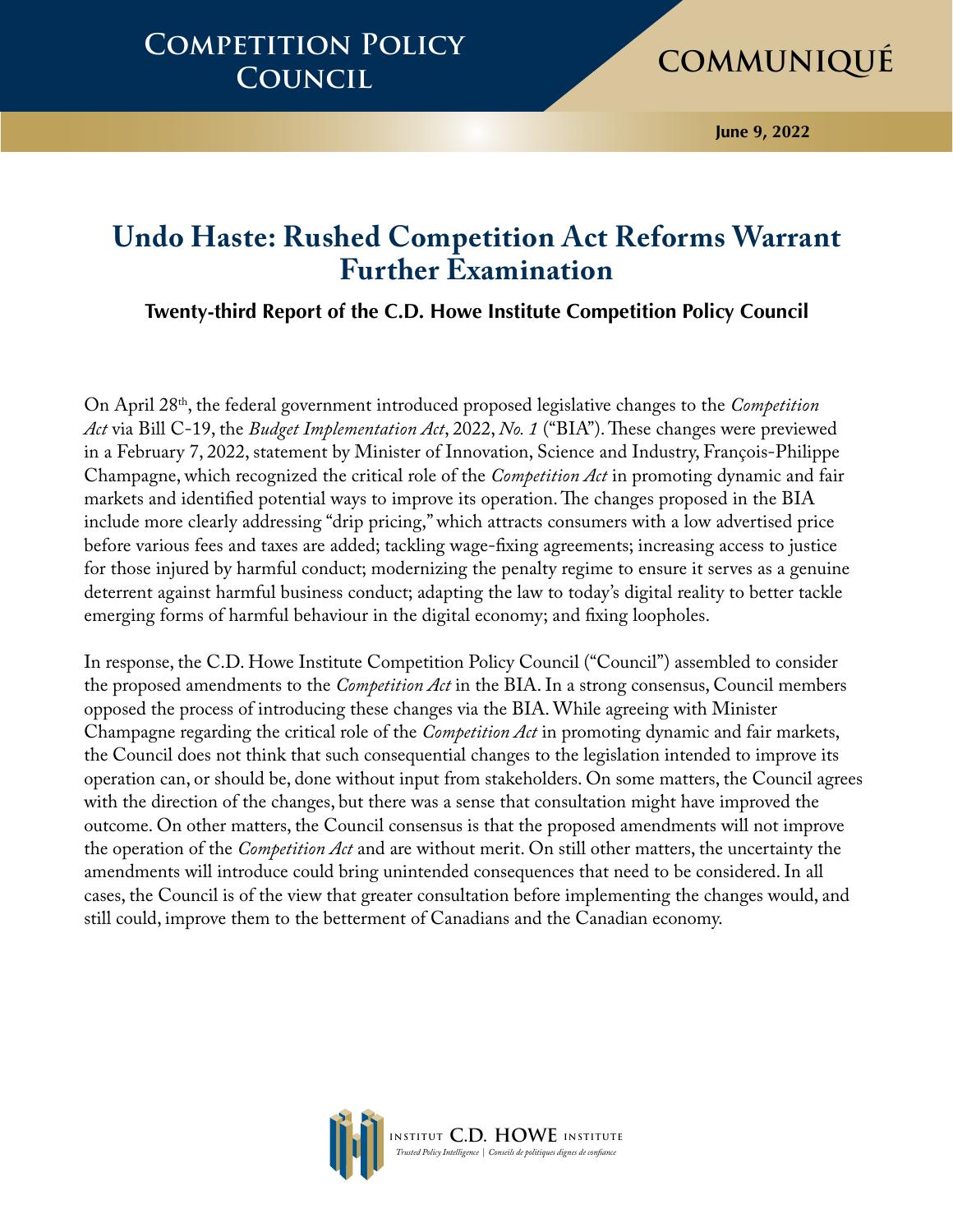Competition Policy Council

COMMUNIQUÉ

June 9, 2022

# Undo Haste: Rushed Competition Act Reforms Warrant Further Examination

### Twenty-third Report of the C.D. Howe Institute Competition Policy Council

On April 28th, the federal government introduced proposed legislative changes to the *Competition Act* via Bill C-19, the *Budget Implementation Act*, 2022, *No. 1* ("BIA"). These changes were previewed in a February 7, 2022, statement by Minister of Innovation, Science and Industry, François-Philippe Champagne, which recognized the critical role of the *Competition Act* in promoting dynamic and fair markets and identified potential ways to improve its operation. The changes proposed in the BIA include more clearly addressing "drip pricing," which attracts consumers with a low advertised price before various fees and taxes are added; tackling wage-fixing agreements; increasing access to justice for those injured by harmful conduct; modernizing the penalty regime to ensure it serves as a genuine deterrent against harmful business conduct; adapting the law to today's digital reality to better tackle emerging forms of harmful behaviour in the digital economy; and fixing loopholes.

In response, the C.D. Howe Institute Competition Policy Council ("Council") assembled to consider the proposed amendments to the *Competition Act* in the BIA. In a strong consensus, Council members opposed the process of introducing these changes via the BIA. While agreeing with Minister Champagne regarding the critical role of the *Competition Act* in promoting dynamic and fair markets, the Council does not think that such consequential changes to the legislation intended to improve its operation can, or should be, done without input from stakeholders. On some matters, the Council agrees with the direction of the changes, but there was a sense that consultation might have improved the outcome. On other matters, the Council consensus is that the proposed amendments will not improve the operation of the *Competition Act* and are without merit. On still other matters, the uncertainty the amendments will introduce could bring unintended consequences that need to be considered. In all cases, the Council is of the view that greater consultation before implementing the changes would, and still could, improve them to the betterment of Canadians and the Canadian economy.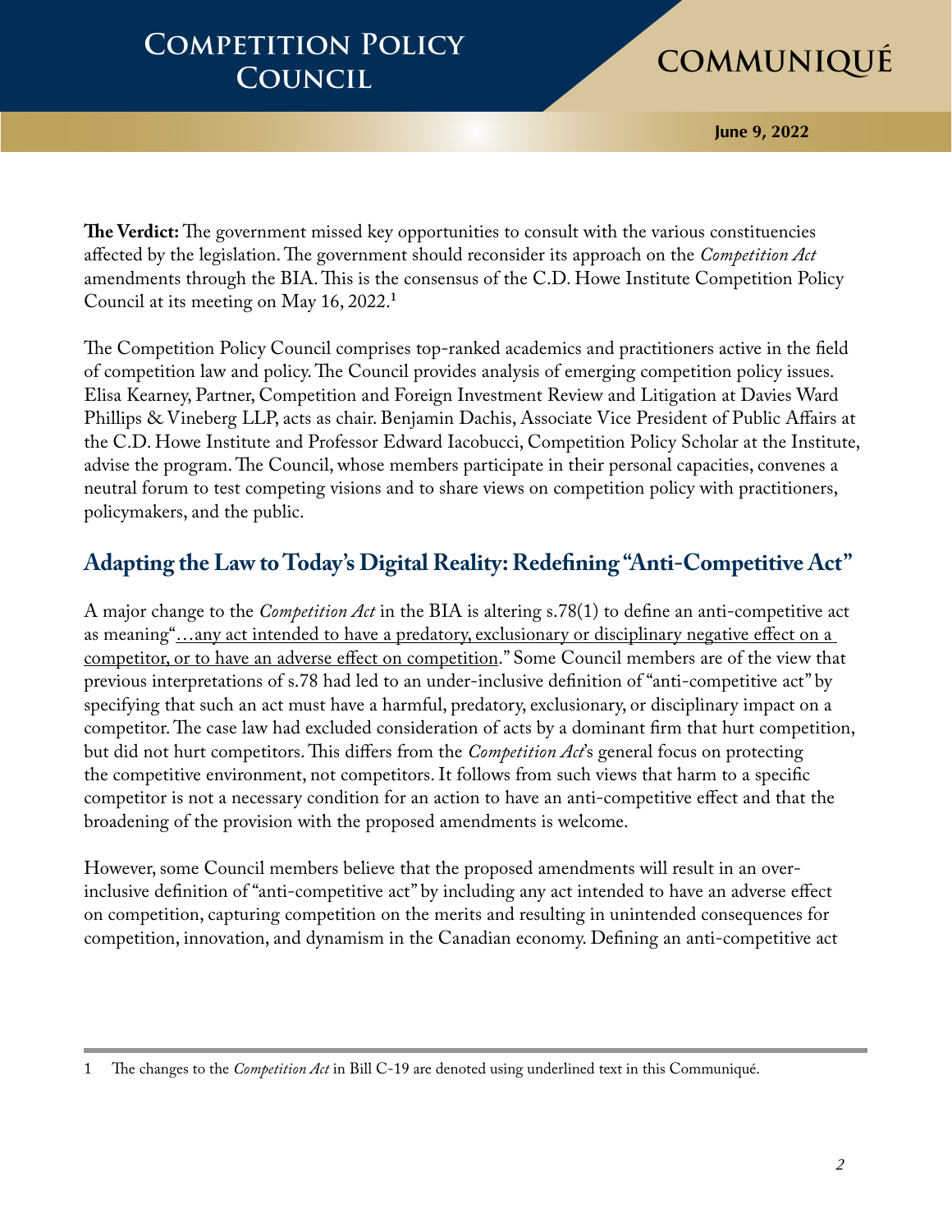**The Verdict:** The government missed key opportunities to consult with the various constituencies affected by the legislation. The government should reconsider its approach on the *Competition Act* amendments through the BIA. This is the consensus of the C.D. Howe Institute Competition Policy Council at its meeting on May 16, 2022.[1]

The Competition Policy Council comprises top-ranked academics and practitioners active in the field of competition law and policy. The Council provides analysis of emerging competition policy issues. Elisa Kearney, Partner, Competition and Foreign Investment Review and Litigation at Davies Ward Phillips & Vineberg LLP, acts as chair. Benjamin Dachis, Associate Vice President of Public Affairs at the C.D. Howe Institute and Professor Edward Iacobucci, Competition Policy Scholar at the Institute, advise the program. The Council, whose members participate in their personal capacities, convenes a neutral forum to test competing visions and to share views on competition policy with practitioners, policymakers, and the public.

## Adapting the Law to Today's Digital Reality: Redefining "Anti-Competitive Act"

A major change to the *Competition Act* in the BIA is altering s.78(1) to define an anti-competitive act as meaning "<u>…any act intended to have a predatory, exclusionary or disciplinary negative effect on a competitor, or to have an adverse effect on competition</u>." Some Council members are of the view that previous interpretations of s.78 had led to an under-inclusive definition of "anti-competitive act" by specifying that such an act must have a harmful, predatory, exclusionary, or disciplinary impact on a competitor. The case law had excluded consideration of acts by a dominant firm that hurt competition, but did not hurt competitors. This differs from the *Competition Act*'s general focus on protecting the competitive environment, not competitors. It follows from such views that harm to a specific competitor is not a necessary condition for an action to have an anti-competitive effect and that the broadening of the provision with the proposed amendments is welcome.

However, some Council members believe that the proposed amendments will result in an over-inclusive definition of "anti-competitive act" by including any act intended to have an adverse effect on competition, capturing competition on the merits and resulting in unintended consequences for competition, innovation, and dynamism in the Canadian economy. Defining an anti-competitive act

---

1 The changes to the *Competition Act* in Bill C-19 are denoted using underlined text in this Communiqué.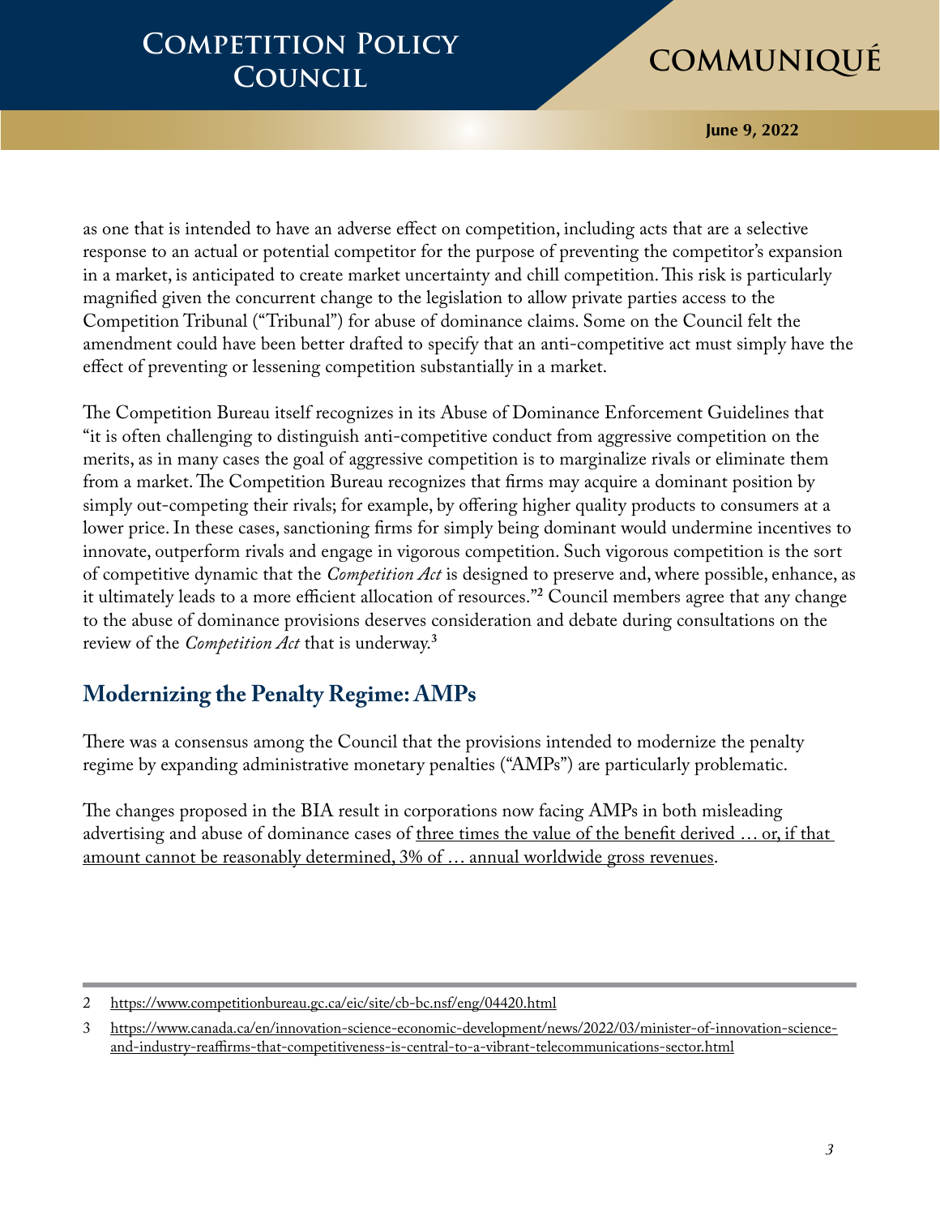as one that is intended to have an adverse effect on competition, including acts that are a selective response to an actual or potential competitor for the purpose of preventing the competitor's expansion in a market, is anticipated to create market uncertainty and chill competition. This risk is particularly magnified given the concurrent change to the legislation to allow private parties access to the Competition Tribunal ("Tribunal") for abuse of dominance claims. Some on the Council felt the amendment could have been better drafted to specify that an anti-competitive act must simply have the effect of preventing or lessening competition substantially in a market.

The Competition Bureau itself recognizes in its Abuse of Dominance Enforcement Guidelines that "it is often challenging to distinguish anti-competitive conduct from aggressive competition on the merits, as in many cases the goal of aggressive competition is to marginalize rivals or eliminate them from a market. The Competition Bureau recognizes that firms may acquire a dominant position by simply out-competing their rivals; for example, by offering higher quality products to consumers at a lower price. In these cases, sanctioning firms for simply being dominant would undermine incentives to innovate, outperform rivals and engage in vigorous competition. Such vigorous competition is the sort of competitive dynamic that the *Competition Act* is designed to preserve and, where possible, enhance, as it ultimately leads to a more efficient allocation of resources."[2] Council members agree that any change to the abuse of dominance provisions deserves consideration and debate during consultations on the review of the *Competition Act* that is underway.[3]

## Modernizing the Penalty Regime: AMPs

There was a consensus among the Council that the provisions intended to modernize the penalty regime by expanding administrative monetary penalties ("AMPs") are particularly problematic.

The changes proposed in the BIA result in corporations now facing AMPs in both misleading advertising and abuse of dominance cases of three times the value of the benefit derived … or, if that amount cannot be reasonably determined, 3% of … annual worldwide gross revenues.

---

2 https://www.competitionbureau.gc.ca/eic/site/cb-bc.nsf/eng/04420.html

3 https://www.canada.ca/en/innovation-science-economic-development/news/2022/03/minister-of-innovation-science-and-industry-reaffirms-that-competitiveness-is-central-to-a-vibrant-telecommunications-sector.html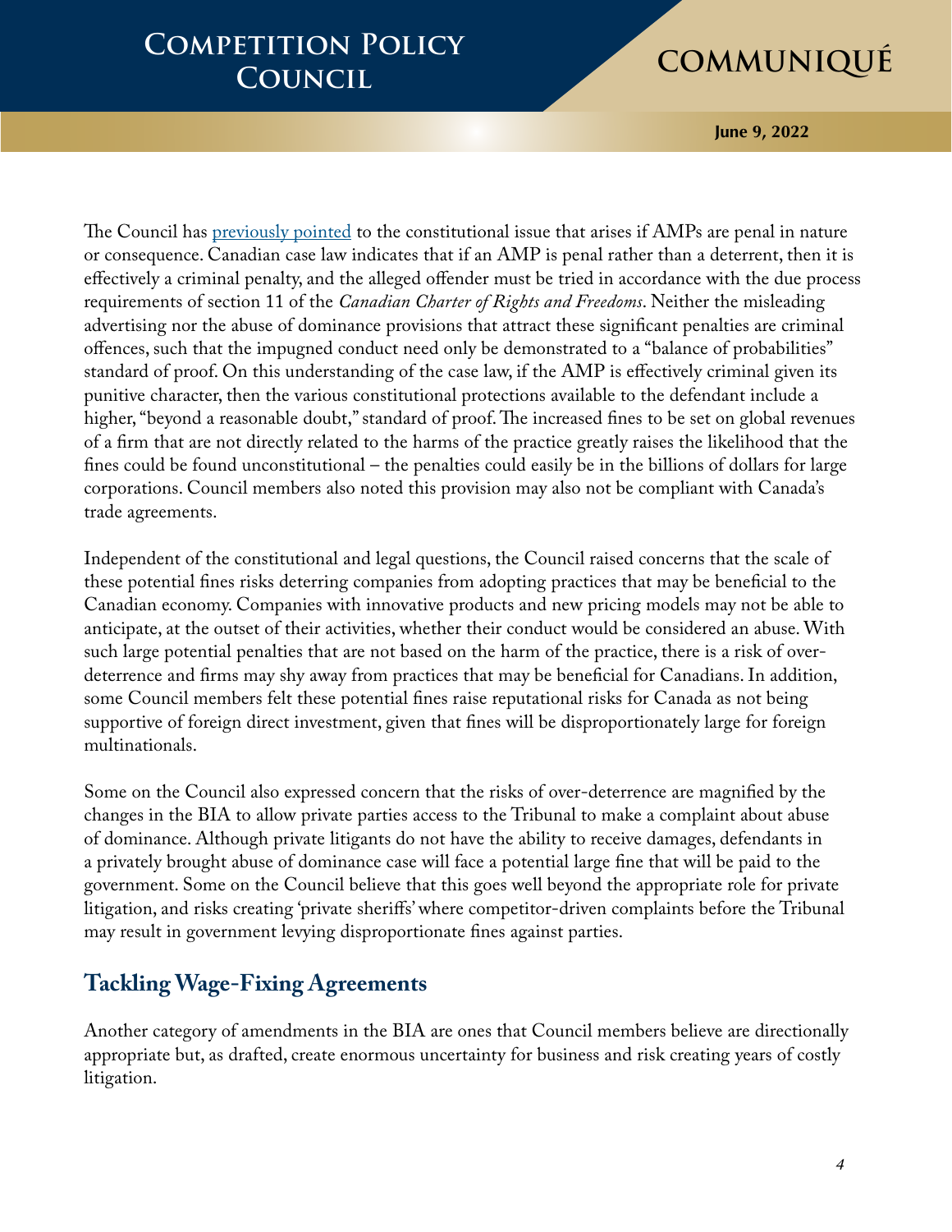The Council has [previously pointed](previously pointed) to the constitutional issue that arises if AMPs are penal in nature or consequence. Canadian case law indicates that if an AMP is penal rather than a deterrent, then it is effectively a criminal penalty, and the alleged offender must be tried in accordance with the due process requirements of section 11 of the *Canadian Charter of Rights and Freedoms*. Neither the misleading advertising nor the abuse of dominance provisions that attract these significant penalties are criminal offences, such that the impugned conduct need only be demonstrated to a "balance of probabilities" standard of proof. On this understanding of the case law, if the AMP is effectively criminal given its punitive character, then the various constitutional protections available to the defendant include a higher, "beyond a reasonable doubt," standard of proof. The increased fines to be set on global revenues of a firm that are not directly related to the harms of the practice greatly raises the likelihood that the fines could be found unconstitutional – the penalties could easily be in the billions of dollars for large corporations. Council members also noted this provision may also not be compliant with Canada's trade agreements.

Independent of the constitutional and legal questions, the Council raised concerns that the scale of these potential fines risks deterring companies from adopting practices that may be beneficial to the Canadian economy. Companies with innovative products and new pricing models may not be able to anticipate, at the outset of their activities, whether their conduct would be considered an abuse. With such large potential penalties that are not based on the harm of the practice, there is a risk of over-deterrence and firms may shy away from practices that may be beneficial for Canadians. In addition, some Council members felt these potential fines raise reputational risks for Canada as not being supportive of foreign direct investment, given that fines will be disproportionately large for foreign multinationals.

Some on the Council also expressed concern that the risks of over-deterrence are magnified by the changes in the BIA to allow private parties access to the Tribunal to make a complaint about abuse of dominance. Although private litigants do not have the ability to receive damages, defendants in a privately brought abuse of dominance case will face a potential large fine that will be paid to the government. Some on the Council believe that this goes well beyond the appropriate role for private litigation, and risks creating 'private sheriffs' where competitor-driven complaints before the Tribunal may result in government levying disproportionate fines against parties.

## Tackling Wage-Fixing Agreements

Another category of amendments in the BIA are ones that Council members believe are directionally appropriate but, as drafted, create enormous uncertainty for business and risk creating years of costly litigation.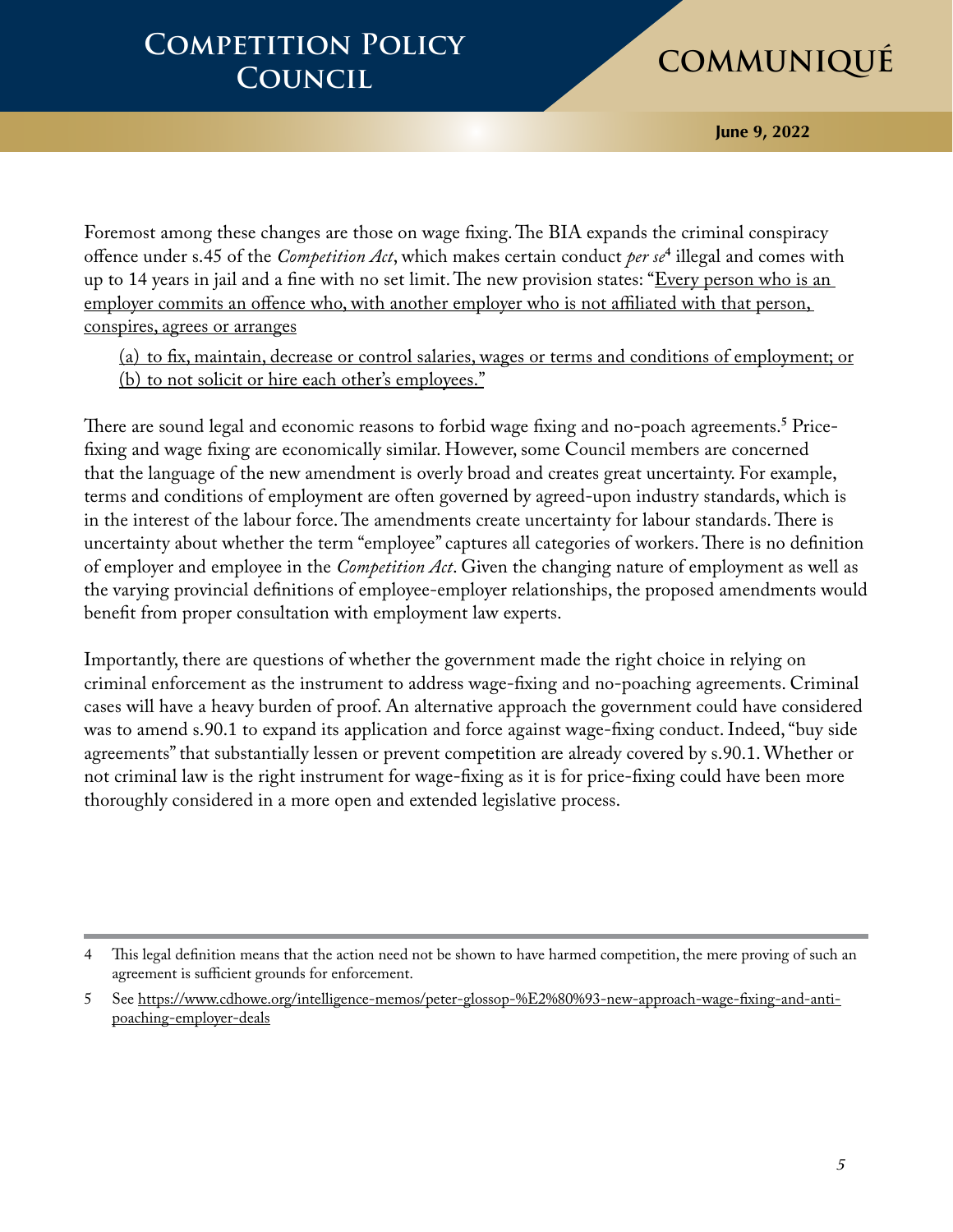Foremost among these changes are those on wage fixing. The BIA expands the criminal conspiracy offence under s.45 of the *Competition Act*, which makes certain conduct *per se*[4] illegal and comes with up to 14 years in jail and a fine with no set limit. The new provision states: "<u>Every person who is an employer commits an offence who, with another employer who is not affiliated with that person, conspires, agrees or arranges</u>

<u>(a) to fix, maintain, decrease or control salaries, wages or terms and conditions of employment; or</u>
<u>(b) to not solicit or hire each other's employees."</u>

There are sound legal and economic reasons to forbid wage fixing and no-poach agreements.[5] Price-fixing and wage fixing are economically similar. However, some Council members are concerned that the language of the new amendment is overly broad and creates great uncertainty. For example, terms and conditions of employment are often governed by agreed-upon industry standards, which is in the interest of the labour force. The amendments create uncertainty for labour standards. There is uncertainty about whether the term "employee" captures all categories of workers. There is no definition of employer and employee in the *Competition Act*. Given the changing nature of employment as well as the varying provincial definitions of employee-employer relationships, the proposed amendments would benefit from proper consultation with employment law experts.

Importantly, there are questions of whether the government made the right choice in relying on criminal enforcement as the instrument to address wage-fixing and no-poaching agreements. Criminal cases will have a heavy burden of proof. An alternative approach the government could have considered was to amend s.90.1 to expand its application and force against wage-fixing conduct. Indeed, "buy side agreements" that substantially lessen or prevent competition are already covered by s.90.1. Whether or not criminal law is the right instrument for wage-fixing as it is for price-fixing could have been more thoroughly considered in a more open and extended legislative process.

---

4 This legal definition means that the action need not be shown to have harmed competition, the mere proving of such an agreement is sufficient grounds for enforcement.

5 See https://www.cdhowe.org/intelligence-memos/peter-glossop-%E2%80%93-new-approach-wage-fixing-and-anti-poaching-employer-deals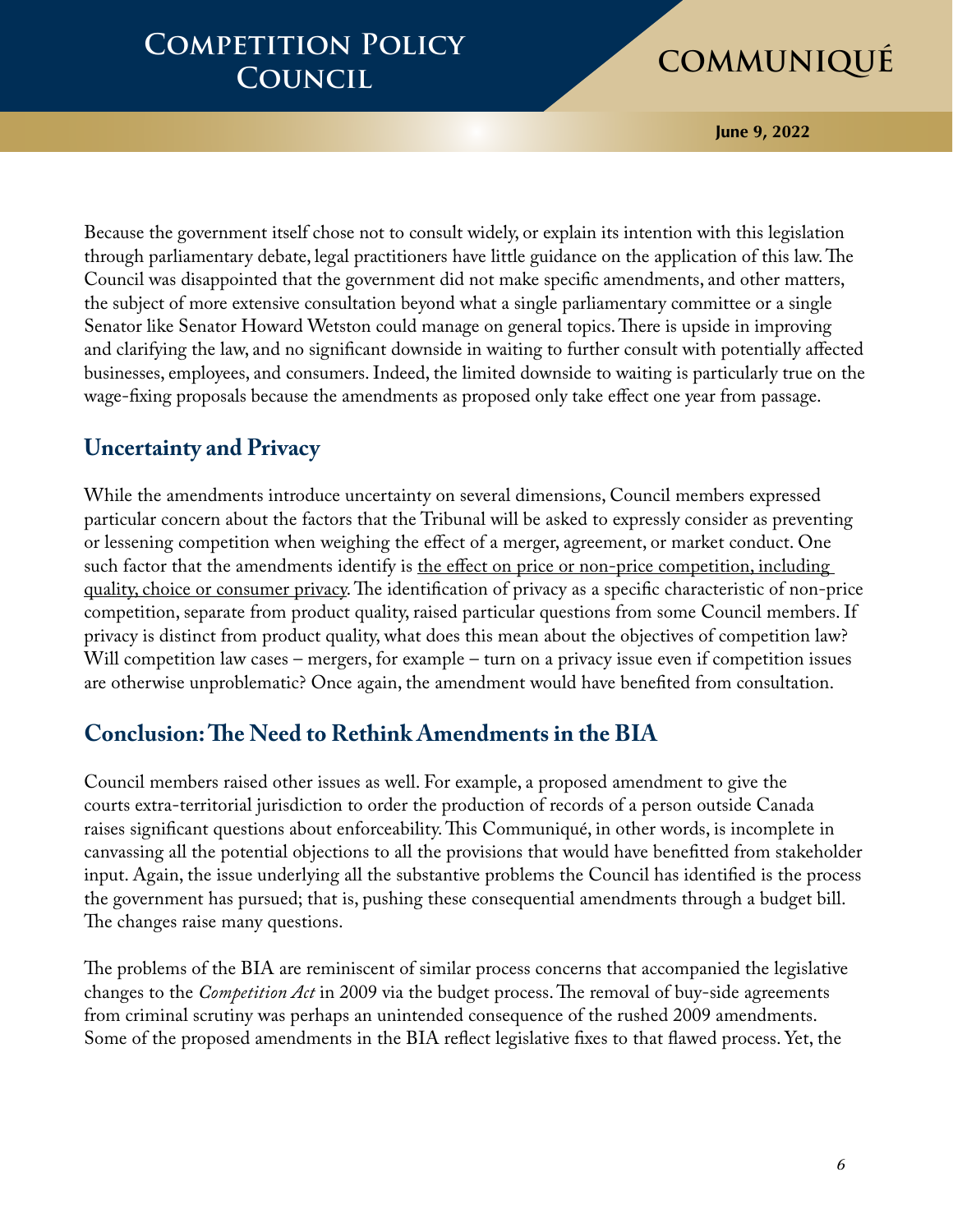Because the government itself chose not to consult widely, or explain its intention with this legislation through parliamentary debate, legal practitioners have little guidance on the application of this law. The Council was disappointed that the government did not make specific amendments, and other matters, the subject of more extensive consultation beyond what a single parliamentary committee or a single Senator like Senator Howard Wetston could manage on general topics. There is upside in improving and clarifying the law, and no significant downside in waiting to further consult with potentially affected businesses, employees, and consumers. Indeed, the limited downside to waiting is particularly true on the wage-fixing proposals because the amendments as proposed only take effect one year from passage.

## Uncertainty and Privacy

While the amendments introduce uncertainty on several dimensions, Council members expressed particular concern about the factors that the Tribunal will be asked to expressly consider as preventing or lessening competition when weighing the effect of a merger, agreement, or market conduct. One such factor that the amendments identify is <u>the effect on price or non-price competition, including quality, choice or consumer privacy</u>. The identification of privacy as a specific characteristic of non-price competition, separate from product quality, raised particular questions from some Council members. If privacy is distinct from product quality, what does this mean about the objectives of competition law? Will competition law cases – mergers, for example – turn on a privacy issue even if competition issues are otherwise unproblematic? Once again, the amendment would have benefited from consultation.

## Conclusion: The Need to Rethink Amendments in the BIA

Council members raised other issues as well. For example, a proposed amendment to give the courts extra-territorial jurisdiction to order the production of records of a person outside Canada raises significant questions about enforceability. This Communiqué, in other words, is incomplete in canvassing all the potential objections to all the provisions that would have benefitted from stakeholder input. Again, the issue underlying all the substantive problems the Council has identified is the process the government has pursued; that is, pushing these consequential amendments through a budget bill. The changes raise many questions.

The problems of the BIA are reminiscent of similar process concerns that accompanied the legislative changes to the *Competition Act* in 2009 via the budget process. The removal of buy-side agreements from criminal scrutiny was perhaps an unintended consequence of the rushed 2009 amendments. Some of the proposed amendments in the BIA reflect legislative fixes to that flawed process. Yet, the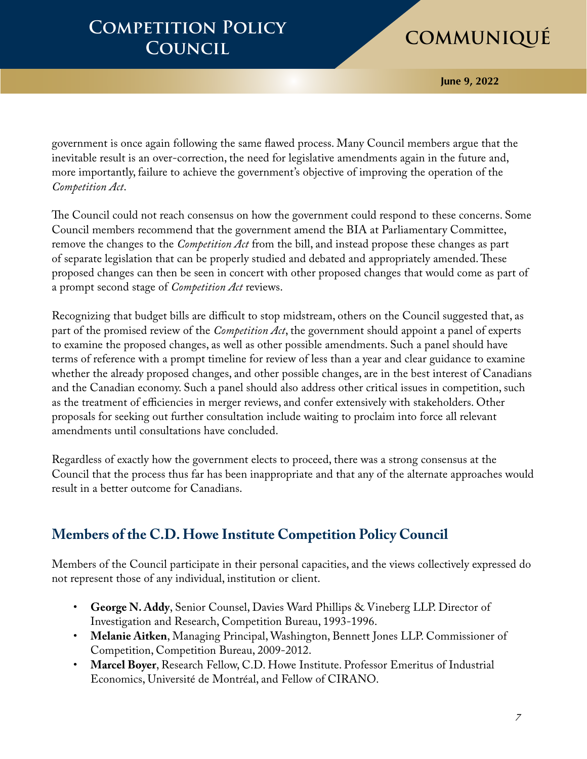government is once again following the same flawed process. Many Council members argue that the inevitable result is an over-correction, the need for legislative amendments again in the future and, more importantly, failure to achieve the government's objective of improving the operation of the *Competition Act*.

The Council could not reach consensus on how the government could respond to these concerns. Some Council members recommend that the government amend the BIA at Parliamentary Committee, remove the changes to the *Competition Act* from the bill, and instead propose these changes as part of separate legislation that can be properly studied and debated and appropriately amended. These proposed changes can then be seen in concert with other proposed changes that would come as part of a prompt second stage of *Competition Act* reviews.

Recognizing that budget bills are difficult to stop midstream, others on the Council suggested that, as part of the promised review of the *Competition Act*, the government should appoint a panel of experts to examine the proposed changes, as well as other possible amendments. Such a panel should have terms of reference with a prompt timeline for review of less than a year and clear guidance to examine whether the already proposed changes, and other possible changes, are in the best interest of Canadians and the Canadian economy. Such a panel should also address other critical issues in competition, such as the treatment of efficiencies in merger reviews, and confer extensively with stakeholders. Other proposals for seeking out further consultation include waiting to proclaim into force all relevant amendments until consultations have concluded.

Regardless of exactly how the government elects to proceed, there was a strong consensus at the Council that the process thus far has been inappropriate and that any of the alternate approaches would result in a better outcome for Canadians.

## Members of the C.D. Howe Institute Competition Policy Council

Members of the Council participate in their personal capacities, and the views collectively expressed do not represent those of any individual, institution or client.

- **George N. Addy**, Senior Counsel, Davies Ward Phillips & Vineberg LLP. Director of Investigation and Research, Competition Bureau, 1993-1996.
- **Melanie Aitken**, Managing Principal, Washington, Bennett Jones LLP. Commissioner of Competition, Competition Bureau, 2009-2012.
- **Marcel Boyer**, Research Fellow, C.D. Howe Institute. Professor Emeritus of Industrial Economics, Université de Montréal, and Fellow of CIRANO.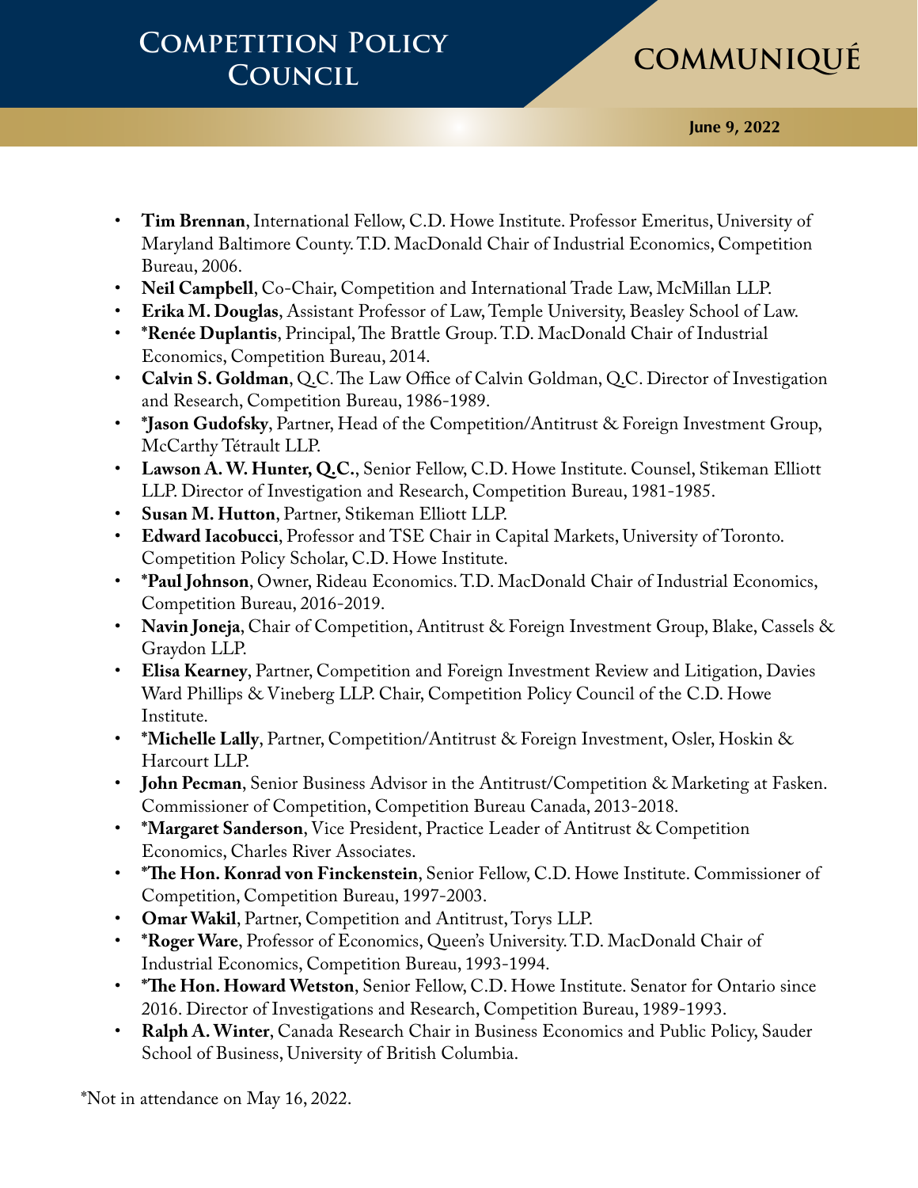- **Tim Brennan**, International Fellow, C.D. Howe Institute. Professor Emeritus, University of Maryland Baltimore County. T.D. MacDonald Chair of Industrial Economics, Competition Bureau, 2006.
- **Neil Campbell**, Co-Chair, Competition and International Trade Law, McMillan LLP.
- **Erika M. Douglas**, Assistant Professor of Law, Temple University, Beasley School of Law.
- ***Renée Duplantis**, Principal, The Brattle Group. T.D. MacDonald Chair of Industrial Economics, Competition Bureau, 2014.
- **Calvin S. Goldman**, Q.C. The Law Office of Calvin Goldman, Q.C. Director of Investigation and Research, Competition Bureau, 1986-1989.
- ***Jason Gudofsky**, Partner, Head of the Competition/Antitrust & Foreign Investment Group, McCarthy Tétrault LLP.
- **Lawson A. W. Hunter, Q.C.**, Senior Fellow, C.D. Howe Institute. Counsel, Stikeman Elliott LLP. Director of Investigation and Research, Competition Bureau, 1981-1985.
- **Susan M. Hutton**, Partner, Stikeman Elliott LLP.
- **Edward Iacobucci**, Professor and TSE Chair in Capital Markets, University of Toronto. Competition Policy Scholar, C.D. Howe Institute.
- ***Paul Johnson**, Owner, Rideau Economics. T.D. MacDonald Chair of Industrial Economics, Competition Bureau, 2016-2019.
- **Navin Joneja**, Chair of Competition, Antitrust & Foreign Investment Group, Blake, Cassels & Graydon LLP.
- **Elisa Kearney**, Partner, Competition and Foreign Investment Review and Litigation, Davies Ward Phillips & Vineberg LLP. Chair, Competition Policy Council of the C.D. Howe Institute.
- ***Michelle Lally**, Partner, Competition/Antitrust & Foreign Investment, Osler, Hoskin & Harcourt LLP.
- **John Pecman**, Senior Business Advisor in the Antitrust/Competition & Marketing at Fasken. Commissioner of Competition, Competition Bureau Canada, 2013-2018.
- ***Margaret Sanderson**, Vice President, Practice Leader of Antitrust & Competition Economics, Charles River Associates.
- ***The Hon. Konrad von Finckenstein**, Senior Fellow, C.D. Howe Institute. Commissioner of Competition, Competition Bureau, 1997-2003.
- **Omar Wakil**, Partner, Competition and Antitrust, Torys LLP.
- ***Roger Ware**, Professor of Economics, Queen's University. T.D. MacDonald Chair of Industrial Economics, Competition Bureau, 1993-1994.
- ***The Hon. Howard Wetston**, Senior Fellow, C.D. Howe Institute. Senator for Ontario since 2016. Director of Investigations and Research, Competition Bureau, 1989-1993.
- **Ralph A. Winter**, Canada Research Chair in Business Economics and Public Policy, Sauder School of Business, University of British Columbia.

*Not in attendance on May 16, 2022.